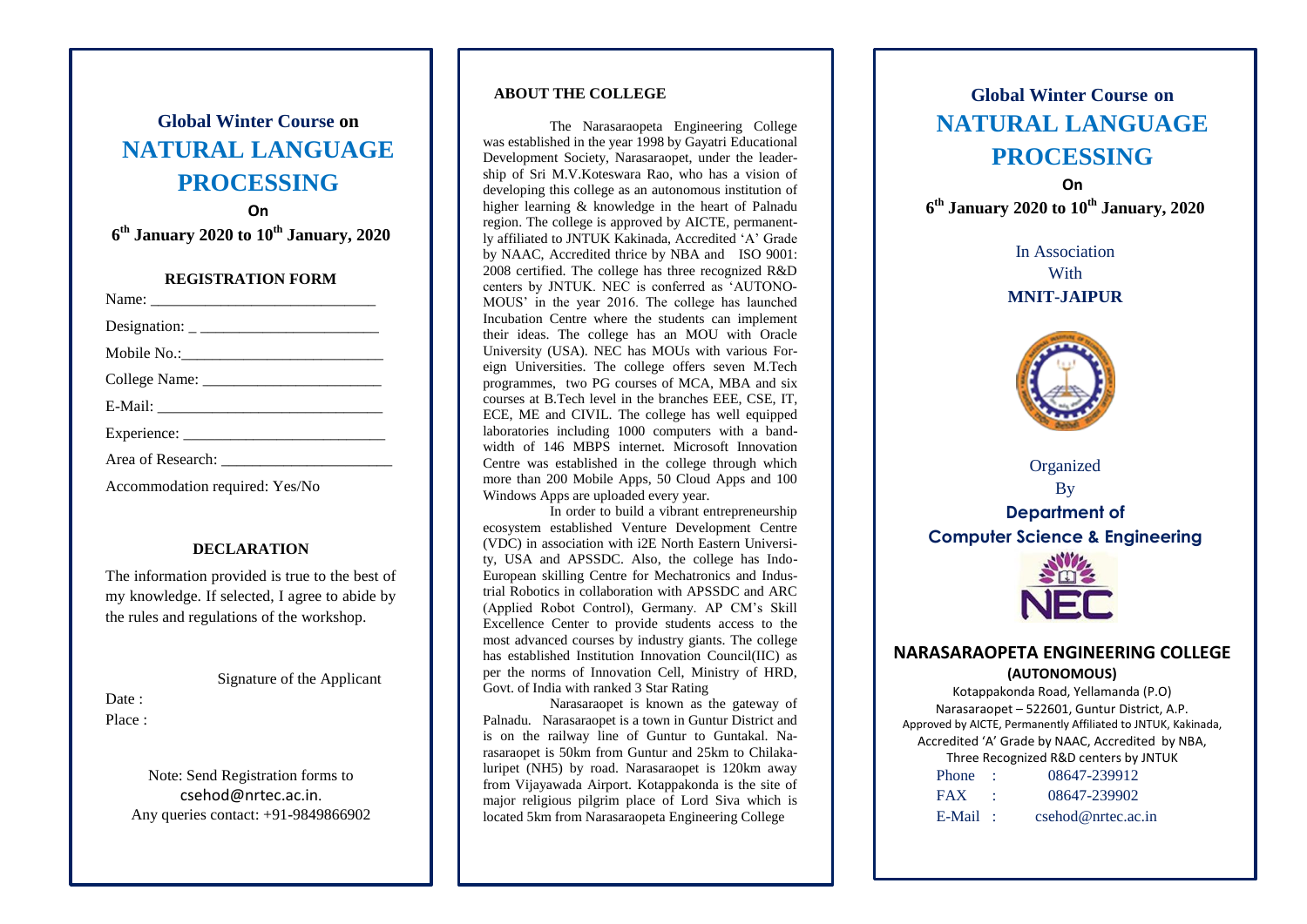# Global Winter Course on NATURAL LANGUAGE PROCESSING

**On**

**6th January 2020 to 10th January, 2020**

### REGISTRATION FORM

Name: ____________________________

Designation: _ _______________________

Mobile No.:_________________________

College Name: ______________________

E-Mail: ____________________________

Experience: _________________________

Area of Research: _____________________

Accommodation required: Yes/No

### DECLARATION

The information provided is true to the best of my knowledge. If selected, I agree to abide by the rules and regulations of the workshop.

Signature of the Applicant

Date :

Place :

Note: Send Registration forms to csehod@nrtec.ac.in.
Any queries contact: +91-9849866902

## ABOUT THE COLLEGE

The Narasaraopeta Engineering College was established in the year 1998 by Gayatri Educational Development Society, Narasaraopet, under the leadership of Sri M.V.Koteswara Rao, who has a vision of developing this college as an autonomous institution of higher learning & knowledge in the heart of Palnadu region. The college is approved by AICTE, permanently affiliated to JNTUK Kakinada, Accredited 'A' Grade by NAAC, Accredited thrice by NBA and ISO 9001: 2008 certified. The college has three recognized R&D centers by JNTUK. NEC is conferred as 'AUTONOMOUS' in the year 2016. The college has launched Incubation Centre where the students can implement their ideas. The college has an MOU with Oracle University (USA). NEC has MOUs with various Foreign Universities. The college offers seven M.Tech programmes, two PG courses of MCA, MBA and six courses at B.Tech level in the branches EEE, CSE, IT, ECE, ME and CIVIL. The college has well equipped laboratories including 1000 computers with a bandwidth of 146 MBPS internet. Microsoft Innovation Centre was established in the college through which more than 200 Mobile Apps, 50 Cloud Apps and 100 Windows Apps are uploaded every year.

In order to build a vibrant entrepreneurship ecosystem established Venture Development Centre (VDC) in association with i2E North Eastern University, USA and APSSDC. Also, the college has Indo-European skilling Centre for Mechatronics and Industrial Robotics in collaboration with APSSDC and ARC (Applied Robot Control), Germany. AP CM's Skill Excellence Center to provide students access to the most advanced courses by industry giants. The college has established Institution Innovation Council(IIC) as per the norms of Innovation Cell, Ministry of HRD, Govt. of India with ranked 3 Star Rating

Narasaraopet is known as the gateway of Palnadu. Narasaraopet is a town in Guntur District and is on the railway line of Guntur to Guntakal. Narasaraopet is 50km from Guntur and 25km to Chilakaluripet (NH5) by road. Narasaraopet is 120km away from Vijayawada Airport. Kotappakonda is the site of major religious pilgrim place of Lord Siva which is located 5km from Narasaraopeta Engineering College

# Global Winter Course on NATURAL LANGUAGE PROCESSING

**On**

**6th January 2020 to 10th January, 2020**

In Association With
**MNIT-JAIPUR**

Organized By
**Department of Computer Science & Engineering**

## NARASARAOPETA ENGINEERING COLLEGE (AUTONOMOUS)

Kotappakonda Road, Yellamanda (P.O)
Narasaraopet – 522601, Guntur District, A.P.
Approved by AICTE, Permanently Affiliated to JNTUK, Kakinada,
Accredited 'A' Grade by NAAC, Accredited by NBA,
Three Recognized R&D centers by JNTUK

Phone : 08647-239912
FAX : 08647-239902
E-Mail : csehod@nrtec.ac.in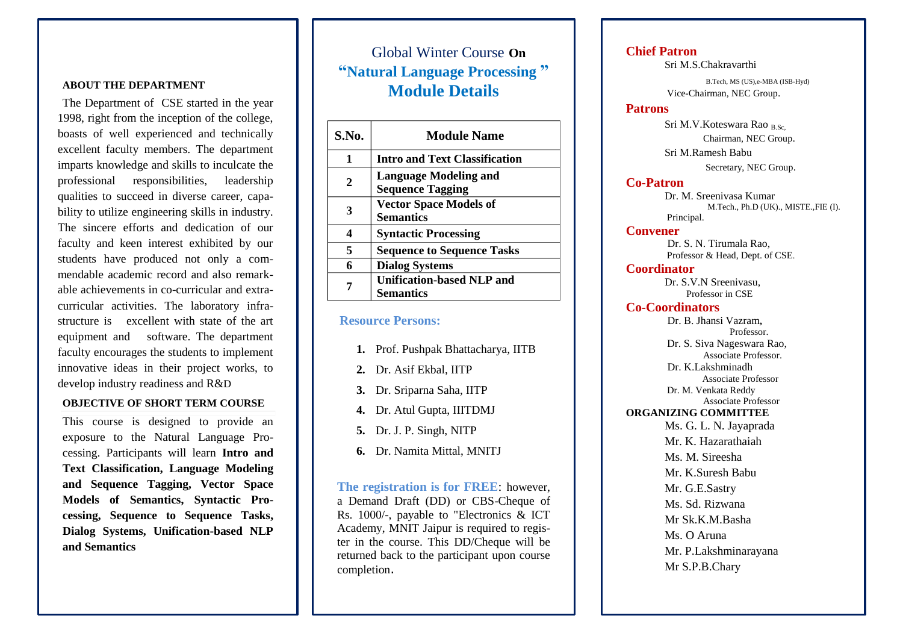### ABOUT THE DEPARTMENT

The Department of CSE started in the year 1998, right from the inception of the college, boasts of well experienced and technically excellent faculty members. The department imparts knowledge and skills to inculcate the professional responsibilities, leadership qualities to succeed in diverse career, capability to utilize engineering skills in industry. The sincere efforts and dedication of our faculty and keen interest exhibited by our students have produced not only a commendable academic record and also remarkable achievements in co-curricular and extra-curricular activities. The laboratory infrastructure is excellent with state of the art equipment and software. The department faculty encourages the students to implement innovative ideas in their project works, to develop industry readiness and R&D

### OBJECTIVE OF SHORT TERM COURSE

This course is designed to provide an exposure to the Natural Language Processing. Participants will learn **Intro and Text Classification, Language Modeling and Sequence Tagging, Vector Space Models of Semantics, Syntactic Processing, Sequence to Sequence Tasks, Dialog Systems, Unification-based NLP and Semantics**

# Global Winter Course On "Natural Language Processing" Module Details

| S.No. | Module Name |
|---|---|
| 1 | **Intro and Text Classification** |
| 2 | **Language Modeling and Sequence Tagging** |
| 3 | **Vector Space Models of Semantics** |
| 4 | **Syntactic Processing** |
| 5 | **Sequence to Sequence Tasks** |
| 6 | **Dialog Systems** |
| 7 | **Unification-based NLP and Semantics** |

### Resource Persons:

1. Prof. Pushpak Bhattacharya, IITB
2. Dr. Asif Ekbal, IITP
3. Dr. Sriparna Saha, IITP
4. Dr. Atul Gupta, IIITDMJ
5. Dr. J. P. Singh, NITP
6. Dr. Namita Mittal, MNITJ

**The registration is for FREE**: however, a Demand Draft (DD) or CBS-Cheque of Rs. 1000/-, payable to "Electronics & ICT Academy, MNIT Jaipur is required to register in the course. This DD/Cheque will be returned back to the participant upon course completion.

### Chief Patron

Sri M.S.Chakravarthi
B.Tech, MS (US),e-MBA (ISB-Hyd)
Vice-Chairman, NEC Group.

### Patrons

Sri M.V.Koteswara Rao B.Sc,
Chairman, NEC Group.

Sri M.Ramesh Babu
Secretary, NEC Group.

### Co-Patron

Dr. M. Sreenivasa Kumar
M.Tech., Ph.D (UK)., MISTE.,FIE (I).
Principal.

### Convener

Dr. S. N. Tirumala Rao,
Professor & Head, Dept. of CSE.

### Coordinator

Dr. S.V.N Sreenivasu,
Professor in CSE

### Co-Coordinators

Dr. B. Jhansi Vazram,
Professor.

Dr. S. Siva Nageswara Rao,
Associate Professor.

Dr. K.Lakshminadh
Associate Professor

Dr. M. Venkata Reddy
Associate Professor

### ORGANIZING COMMITTEE

Ms. G. L. N. Jayaprada
Mr. K. Hazarathaiah
Ms. M. Sireesha
Mr. K.Suresh Babu
Mr. G.E.Sastry
Ms. Sd. Rizwana
Mr Sk.K.M.Basha
Ms. O Aruna
Mr. P.Lakshminarayana
Mr S.P.B.Chary